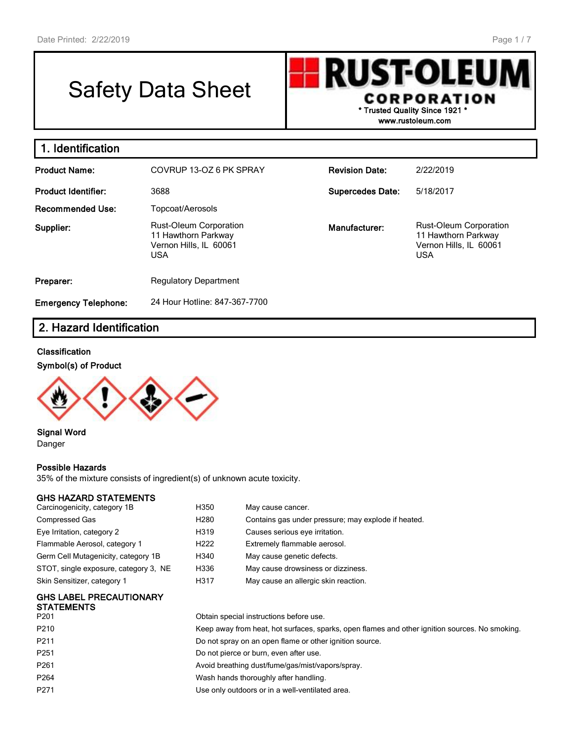# Safety Data Sheet

**RUST-OLEUM CORPORATION**
* Trusted Quality Since 1921 *
www.rustoleum.com

## 1. Identification

| | | | |
|---|---|---|---|
| **Product Name:** | COVRUP 13-OZ 6 PK SPRAY | **Revision Date:** | 2/22/2019 |
| **Product Identifier:** | 3688 | **Supercedes Date:** | 5/18/2017 |
| **Recommended Use:** | Topcoat/Aerosols | | |
| **Supplier:** | Rust-Oleum Corporation<br>11 Hawthorn Parkway<br>Vernon Hills, IL 60061<br>USA | **Manufacturer:** | Rust-Oleum Corporation<br>11 Hawthorn Parkway<br>Vernon Hills, IL 60061<br>USA |
| **Preparer:** | Regulatory Department | | |
| **Emergency Telephone:** | 24 Hour Hotline: 847-367-7700 | | |

## 2. Hazard Identification

**Classification**

**Symbol(s) of Product**

**Signal Word**
Danger

**Possible Hazards**
35% of the mixture consists of ingredient(s) of unknown acute toxicity.

**GHS HAZARD STATEMENTS**

| | | |
|---|---|---|
| Carcinogenicity, category 1B | H350 | May cause cancer. |
| Compressed Gas | H280 | Contains gas under pressure; may explode if heated. |
| Eye Irritation, category 2 | H319 | Causes serious eye irritation. |
| Flammable Aerosol, category 1 | H222 | Extremely flammable aerosol. |
| Germ Cell Mutagenicity, category 1B | H340 | May cause genetic defects. |
| STOT, single exposure, category 3, NE | H336 | May cause drowsiness or dizziness. |
| Skin Sensitizer, category 1 | H317 | May cause an allergic skin reaction. |

**GHS LABEL PRECAUTIONARY STATEMENTS**

| | |
|---|---|
| P201 | Obtain special instructions before use. |
| P210 | Keep away from heat, hot surfaces, sparks, open flames and other ignition sources. No smoking. |
| P211 | Do not spray on an open flame or other ignition source. |
| P251 | Do not pierce or burn, even after use. |
| P261 | Avoid breathing dust/fume/gas/mist/vapors/spray. |
| P264 | Wash hands thoroughly after handling. |
| P271 | Use only outdoors or in a well-ventilated area. |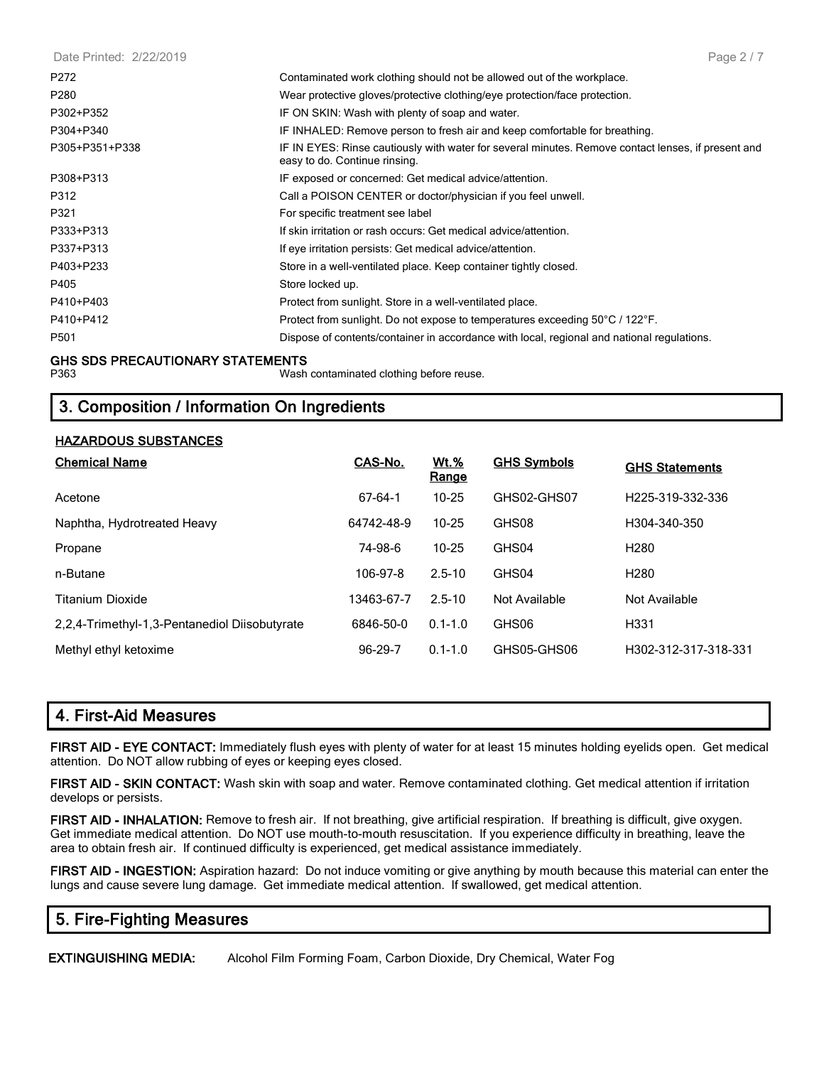| | |
|---|---|
| P272 | Contaminated work clothing should not be allowed out of the workplace. |
| P280 | Wear protective gloves/protective clothing/eye protection/face protection. |
| P302+P352 | IF ON SKIN: Wash with plenty of soap and water. |
| P304+P340 | IF INHALED: Remove person to fresh air and keep comfortable for breathing. |
| P305+P351+P338 | IF IN EYES: Rinse cautiously with water for several minutes. Remove contact lenses, if present and easy to do. Continue rinsing. |
| P308+P313 | IF exposed or concerned: Get medical advice/attention. |
| P312 | Call a POISON CENTER or doctor/physician if you feel unwell. |
| P321 | For specific treatment see label |
| P333+P313 | If skin irritation or rash occurs: Get medical advice/attention. |
| P337+P313 | If eye irritation persists: Get medical advice/attention. |
| P403+P233 | Store in a well-ventilated place. Keep container tightly closed. |
| P405 | Store locked up. |
| P410+P403 | Protect from sunlight. Store in a well-ventilated place. |
| P410+P412 | Protect from sunlight. Do not expose to temperatures exceeding 50°C / 122°F. |
| P501 | Dispose of contents/container in accordance with local, regional and national regulations. |

**GHS SDS PRECAUTIONARY STATEMENTS**

| | |
|---|---|
| P363 | Wash contaminated clothing before reuse. |

## 3. Composition / Information On Ingredients

**HAZARDOUS SUBSTANCES**

| Chemical Name | CAS-No. | Wt.% Range | GHS Symbols | GHS Statements |
|---|---|---|---|---|
| Acetone | 67-64-1 | 10-25 | GHS02-GHS07 | H225-319-332-336 |
| Naphtha, Hydrotreated Heavy | 64742-48-9 | 10-25 | GHS08 | H304-340-350 |
| Propane | 74-98-6 | 10-25 | GHS04 | H280 |
| n-Butane | 106-97-8 | 2.5-10 | GHS04 | H280 |
| Titanium Dioxide | 13463-67-7 | 2.5-10 | Not Available | Not Available |
| 2,2,4-Trimethyl-1,3-Pentanediol Diisobutyrate | 6846-50-0 | 0.1-1.0 | GHS06 | H331 |
| Methyl ethyl ketoxime | 96-29-7 | 0.1-1.0 | GHS05-GHS06 | H302-312-317-318-331 |

## 4. First-Aid Measures

**FIRST AID - EYE CONTACT:** Immediately flush eyes with plenty of water for at least 15 minutes holding eyelids open. Get medical attention. Do NOT allow rubbing of eyes or keeping eyes closed.

**FIRST AID - SKIN CONTACT:** Wash skin with soap and water. Remove contaminated clothing. Get medical attention if irritation develops or persists.

**FIRST AID - INHALATION:** Remove to fresh air. If not breathing, give artificial respiration. If breathing is difficult, give oxygen. Get immediate medical attention. Do NOT use mouth-to-mouth resuscitation. If you experience difficulty in breathing, leave the area to obtain fresh air. If continued difficulty is experienced, get medical assistance immediately.

**FIRST AID - INGESTION:** Aspiration hazard: Do not induce vomiting or give anything by mouth because this material can enter the lungs and cause severe lung damage. Get immediate medical attention. If swallowed, get medical attention.

## 5. Fire-Fighting Measures

**EXTINGUISHING MEDIA:** Alcohol Film Forming Foam, Carbon Dioxide, Dry Chemical, Water Fog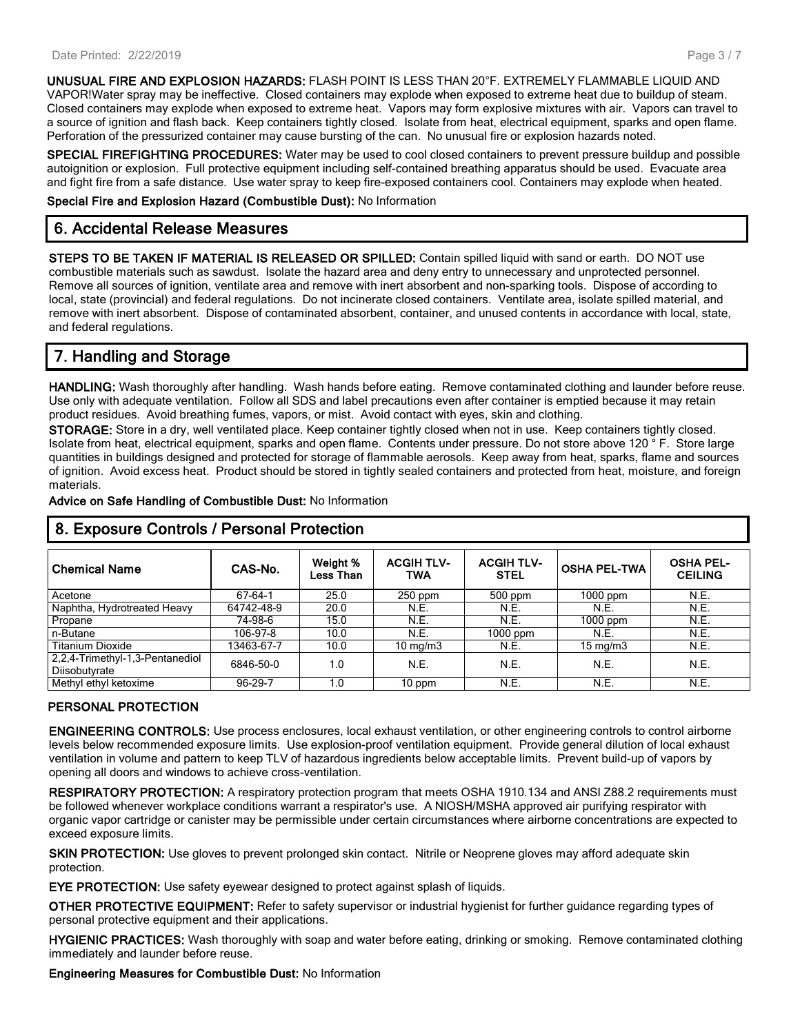**UNUSUAL FIRE AND EXPLOSION HAZARDS:** FLASH POINT IS LESS THAN 20°F. EXTREMELY FLAMMABLE LIQUID AND VAPOR!Water spray may be ineffective. Closed containers may explode when exposed to extreme heat due to buildup of steam. Closed containers may explode when exposed to extreme heat. Vapors may form explosive mixtures with air. Vapors can travel to a source of ignition and flash back. Keep containers tightly closed. Isolate from heat, electrical equipment, sparks and open flame. Perforation of the pressurized container may cause bursting of the can. No unusual fire or explosion hazards noted.

**SPECIAL FIREFIGHTING PROCEDURES:** Water may be used to cool closed containers to prevent pressure buildup and possible autoignition or explosion. Full protective equipment including self-contained breathing apparatus should be used. Evacuate area and fight fire from a safe distance. Use water spray to keep fire-exposed containers cool. Containers may explode when heated.

**Special Fire and Explosion Hazard (Combustible Dust):** No Information

## 6. Accidental Release Measures

**STEPS TO BE TAKEN IF MATERIAL IS RELEASED OR SPILLED:** Contain spilled liquid with sand or earth. DO NOT use combustible materials such as sawdust. Isolate the hazard area and deny entry to unnecessary and unprotected personnel. Remove all sources of ignition, ventilate area and remove with inert absorbent and non-sparking tools. Dispose of according to local, state (provincial) and federal regulations. Do not incinerate closed containers. Ventilate area, isolate spilled material, and remove with inert absorbent. Dispose of contaminated absorbent, container, and unused contents in accordance with local, state, and federal regulations.

## 7. Handling and Storage

**HANDLING:** Wash thoroughly after handling. Wash hands before eating. Remove contaminated clothing and launder before reuse. Use only with adequate ventilation. Follow all SDS and label precautions even after container is emptied because it may retain product residues. Avoid breathing fumes, vapors, or mist. Avoid contact with eyes, skin and clothing.

**STORAGE:** Store in a dry, well ventilated place. Keep container tightly closed when not in use. Keep containers tightly closed. Isolate from heat, electrical equipment, sparks and open flame. Contents under pressure. Do not store above 120 ° F. Store large quantities in buildings designed and protected for storage of flammable aerosols. Keep away from heat, sparks, flame and sources of ignition. Avoid excess heat. Product should be stored in tightly sealed containers and protected from heat, moisture, and foreign materials.

**Advice on Safe Handling of Combustible Dust:** No Information

## 8. Exposure Controls / Personal Protection

| Chemical Name | CAS-No. | Weight % Less Than | ACGIH TLV-TWA | ACGIH TLV-STEL | OSHA PEL-TWA | OSHA PEL-CEILING |
|---|---|---|---|---|---|---|
| Acetone | 67-64-1 | 25.0 | 250 ppm | 500 ppm | 1000 ppm | N.E. |
| Naphtha, Hydrotreated Heavy | 64742-48-9 | 20.0 | N.E. | N.E. | N.E. | N.E. |
| Propane | 74-98-6 | 15.0 | N.E. | N.E. | 1000 ppm | N.E. |
| n-Butane | 106-97-8 | 10.0 | N.E. | 1000 ppm | N.E. | N.E. |
| Titanium Dioxide | 13463-67-7 | 10.0 | 10 mg/m3 | N.E. | 15 mg/m3 | N.E. |
| 2,2,4-Trimethyl-1,3-Pentanediol Diisobutyrate | 6846-50-0 | 1.0 | N.E. | N.E. | N.E. | N.E. |
| Methyl ethyl ketoxime | 96-29-7 | 1.0 | 10 ppm | N.E. | N.E. | N.E. |

### PERSONAL PROTECTION

**ENGINEERING CONTROLS:** Use process enclosures, local exhaust ventilation, or other engineering controls to control airborne levels below recommended exposure limits. Use explosion-proof ventilation equipment. Provide general dilution of local exhaust ventilation in volume and pattern to keep TLV of hazardous ingredients below acceptable limits. Prevent build-up of vapors by opening all doors and windows to achieve cross-ventilation.

**RESPIRATORY PROTECTION:** A respiratory protection program that meets OSHA 1910.134 and ANSI Z88.2 requirements must be followed whenever workplace conditions warrant a respirator's use. A NIOSH/MSHA approved air purifying respirator with organic vapor cartridge or canister may be permissible under certain circumstances where airborne concentrations are expected to exceed exposure limits.

**SKIN PROTECTION:** Use gloves to prevent prolonged skin contact. Nitrile or Neoprene gloves may afford adequate skin protection.

**EYE PROTECTION:** Use safety eyewear designed to protect against splash of liquids.

**OTHER PROTECTIVE EQUIPMENT:** Refer to safety supervisor or industrial hygienist for further guidance regarding types of personal protective equipment and their applications.

**HYGIENIC PRACTICES:** Wash thoroughly with soap and water before eating, drinking or smoking. Remove contaminated clothing immediately and launder before reuse.

**Engineering Measures for Combustible Dust:** No Information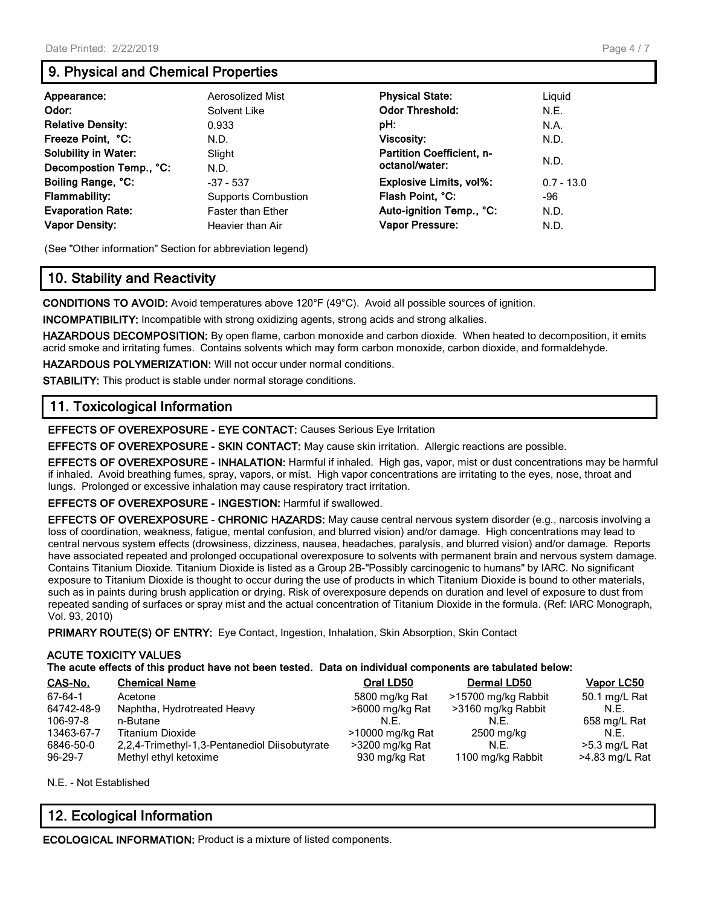## 9. Physical and Chemical Properties

| | | | |
|---|---|---|---|
| **Appearance:** | Aerosolized Mist | **Physical State:** | Liquid |
| **Odor:** | Solvent Like | **Odor Threshold:** | N.E. |
| **Relative Density:** | 0.933 | **pH:** | N.A. |
| **Freeze Point, °C:** | N.D. | **Viscosity:** | N.D. |
| **Solubility in Water:** | Slight | **Partition Coefficient, n-octanol/water:** | N.D. |
| **Decompostion Temp., °C:** | N.D. | | |
| **Boiling Range, °C:** | -37 - 537 | **Explosive Limits, vol%:** | 0.7 - 13.0 |
| **Flammability:** | Supports Combustion | **Flash Point, °C:** | -96 |
| **Evaporation Rate:** | Faster than Ether | **Auto-ignition Temp., °C:** | N.D. |
| **Vapor Density:** | Heavier than Air | **Vapor Pressure:** | N.D. |

(See "Other information" Section for abbreviation legend)

## 10. Stability and Reactivity

**CONDITIONS TO AVOID:** Avoid temperatures above 120°F (49°C). Avoid all possible sources of ignition.

**INCOMPATIBILITY:** Incompatible with strong oxidizing agents, strong acids and strong alkalies.

**HAZARDOUS DECOMPOSITION:** By open flame, carbon monoxide and carbon dioxide. When heated to decomposition, it emits acrid smoke and irritating fumes. Contains solvents which may form carbon monoxide, carbon dioxide, and formaldehyde.

**HAZARDOUS POLYMERIZATION:** Will not occur under normal conditions.

**STABILITY:** This product is stable under normal storage conditions.

## 11. Toxicological Information

**EFFECTS OF OVEREXPOSURE - EYE CONTACT:** Causes Serious Eye Irritation

**EFFECTS OF OVEREXPOSURE - SKIN CONTACT:** May cause skin irritation. Allergic reactions are possible.

**EFFECTS OF OVEREXPOSURE - INHALATION:** Harmful if inhaled. High gas, vapor, mist or dust concentrations may be harmful if inhaled. Avoid breathing fumes, spray, vapors, or mist. High vapor concentrations are irritating to the eyes, nose, throat and lungs. Prolonged or excessive inhalation may cause respiratory tract irritation.

**EFFECTS OF OVEREXPOSURE - INGESTION:** Harmful if swallowed.

**EFFECTS OF OVEREXPOSURE - CHRONIC HAZARDS:** May cause central nervous system disorder (e.g., narcosis involving a loss of coordination, weakness, fatigue, mental confusion, and blurred vision) and/or damage. High concentrations may lead to central nervous system effects (drowsiness, dizziness, nausea, headaches, paralysis, and blurred vision) and/or damage. Reports have associated repeated and prolonged occupational overexposure to solvents with permanent brain and nervous system damage. Contains Titanium Dioxide. Titanium Dioxide is listed as a Group 2B-"Possibly carcinogenic to humans" by IARC. No significant exposure to Titanium Dioxide is thought to occur during the use of products in which Titanium Dioxide is bound to other materials, such as in paints during brush application or drying. Risk of overexposure depends on duration and level of exposure to dust from repeated sanding of surfaces or spray mist and the actual concentration of Titanium Dioxide in the formula. (Ref: IARC Monograph, Vol. 93, 2010)

**PRIMARY ROUTE(S) OF ENTRY:** Eye Contact, Ingestion, Inhalation, Skin Absorption, Skin Contact

**ACUTE TOXICITY VALUES**
**The acute effects of this product have not been tested. Data on individual components are tabulated below:**

| CAS-No. | Chemical Name | Oral LD50 | Dermal LD50 | Vapor LC50 |
|---|---|---|---|---|
| 67-64-1 | Acetone | 5800 mg/kg Rat | >15700 mg/kg Rabbit | 50.1 mg/L Rat |
| 64742-48-9 | Naphtha, Hydrotreated Heavy | >6000 mg/kg Rat | >3160 mg/kg Rabbit | N.E. |
| 106-97-8 | n-Butane | N.E. | N.E. | 658 mg/L Rat |
| 13463-67-7 | Titanium Dioxide | >10000 mg/kg Rat | 2500 mg/kg | N.E. |
| 6846-50-0 | 2,2,4-Trimethyl-1,3-Pentanediol Diisobutyrate | >3200 mg/kg Rat | N.E. | >5.3 mg/L Rat |
| 96-29-7 | Methyl ethyl ketoxime | 930 mg/kg Rat | 1100 mg/kg Rabbit | >4.83 mg/L Rat |

N.E. - Not Established

## 12. Ecological Information

**ECOLOGICAL INFORMATION:** Product is a mixture of listed components.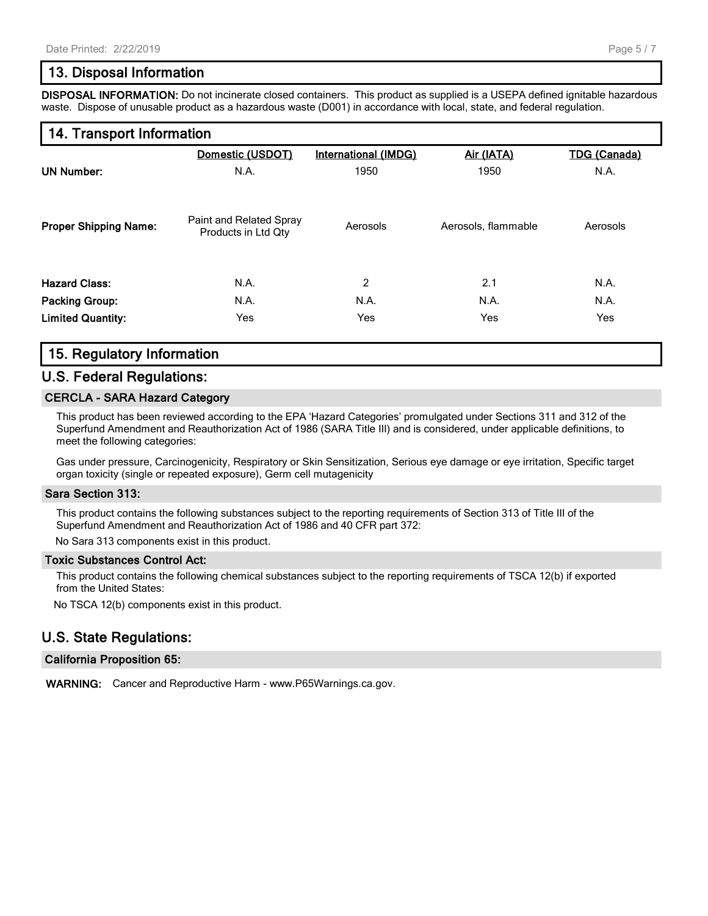## 13. Disposal Information

**DISPOSAL INFORMATION:** Do not incinerate closed containers. This product as supplied is a USEPA defined ignitable hazardous waste. Dispose of unusable product as a hazardous waste (D001) in accordance with local, state, and federal regulation.

## 14. Transport Information

| | Domestic (USDOT) | International (IMDG) | Air (IATA) | TDG (Canada) |
|---|---|---|---|---|
| **UN Number:** | N.A. | 1950 | 1950 | N.A. |
| **Proper Shipping Name:** | Paint and Related Spray Products in Ltd Qty | Aerosols | Aerosols, flammable | Aerosols |
| **Hazard Class:** | N.A. | 2 | 2.1 | N.A. |
| **Packing Group:** | N.A. | N.A. | N.A. | N.A. |
| **Limited Quantity:** | Yes | Yes | Yes | Yes |

## 15. Regulatory Information

### U.S. Federal Regulations:

#### CERCLA - SARA Hazard Category

This product has been reviewed according to the EPA 'Hazard Categories' promulgated under Sections 311 and 312 of the Superfund Amendment and Reauthorization Act of 1986 (SARA Title III) and is considered, under applicable definitions, to meet the following categories:

Gas under pressure, Carcinogenicity, Respiratory or Skin Sensitization, Serious eye damage or eye irritation, Specific target organ toxicity (single or repeated exposure), Germ cell mutagenicity

#### Sara Section 313:

This product contains the following substances subject to the reporting requirements of Section 313 of Title III of the Superfund Amendment and Reauthorization Act of 1986 and 40 CFR part 372:

No Sara 313 components exist in this product.

#### Toxic Substances Control Act:

This product contains the following chemical substances subject to the reporting requirements of TSCA 12(b) if exported from the United States:

No TSCA 12(b) components exist in this product.

### U.S. State Regulations:

#### California Proposition 65:

**WARNING:** Cancer and Reproductive Harm - www.P65Warnings.ca.gov.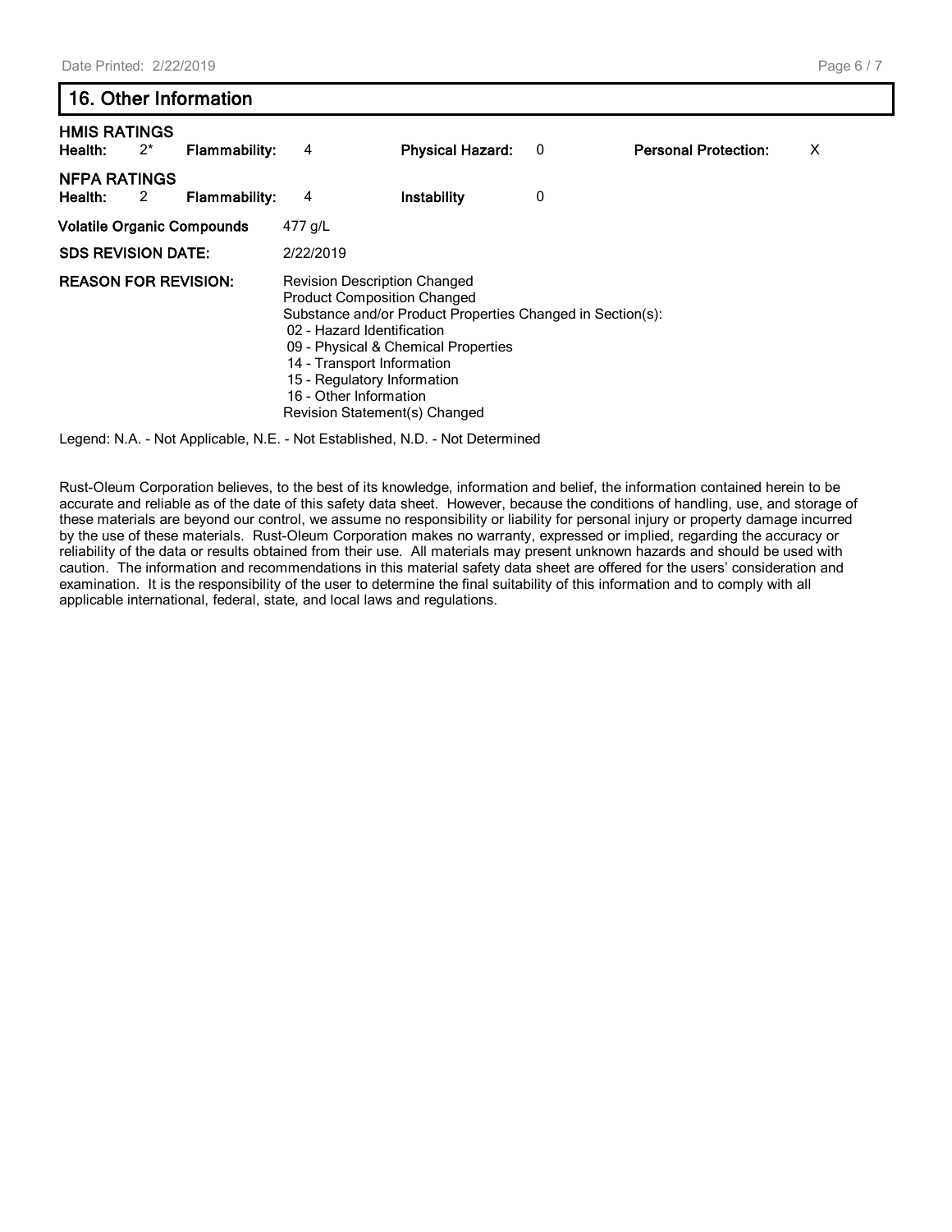## 16. Other Information

**HMIS RATINGS**

| **Health:** | 2* | **Flammability:** | 4 | **Physical Hazard:** | 0 | **Personal Protection:** | X |
|---|---|---|---|---|---|---|---|

**NFPA RATINGS**

| **Health:** | 2 | **Flammability:** | 4 | **Instability** | 0 |
|---|---|---|---|---|---|

**Volatile Organic Compounds** 477 g/L

**SDS REVISION DATE:** 2/22/2019

**REASON FOR REVISION:**

Revision Description Changed
Product Composition Changed
Substance and/or Product Properties Changed in Section(s):
- 02 - Hazard Identification
- 09 - Physical & Chemical Properties
- 14 - Transport Information
- 15 - Regulatory Information
- 16 - Other Information

Revision Statement(s) Changed

Legend: N.A. - Not Applicable, N.E. - Not Established, N.D. - Not Determined

Rust-Oleum Corporation believes, to the best of its knowledge, information and belief, the information contained herein to be accurate and reliable as of the date of this safety data sheet. However, because the conditions of handling, use, and storage of these materials are beyond our control, we assume no responsibility or liability for personal injury or property damage incurred by the use of these materials. Rust-Oleum Corporation makes no warranty, expressed or implied, regarding the accuracy or reliability of the data or results obtained from their use. All materials may present unknown hazards and should be used with caution. The information and recommendations in this material safety data sheet are offered for the users' consideration and examination. It is the responsibility of the user to determine the final suitability of this information and to comply with all applicable international, federal, state, and local laws and regulations.